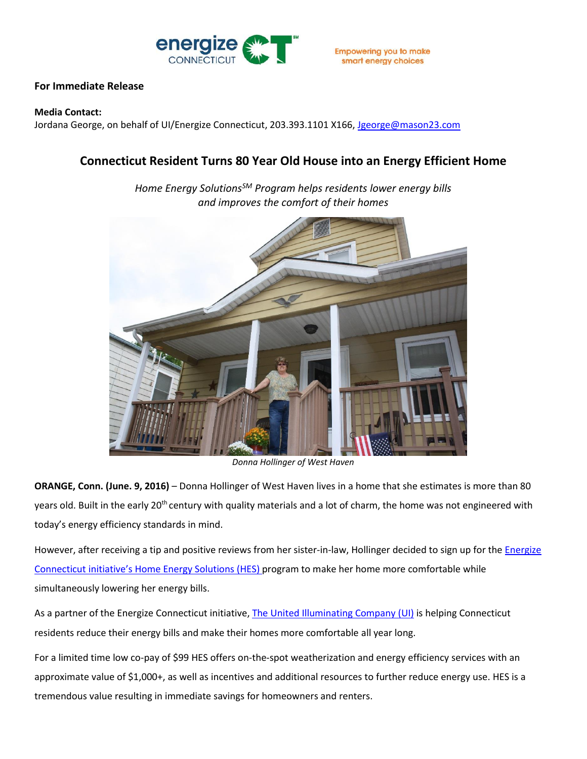energize CONNECTICUT

Empowering you to make smart energy choices

**For Immediate Release**

**Media Contact:**
Jordana George, on behalf of UI/Energize Connecticut, 203.393.1101 X166, Jgeorge@mason23.com

## Connecticut Resident Turns 80 Year Old House into an Energy Efficient Home

*Home Energy Solutions℠ Program helps residents lower energy bills and improves the comfort of their homes*

*Donna Hollinger of West Haven*

**ORANGE, Conn. (June. 9, 2016)** – Donna Hollinger of West Haven lives in a home that she estimates is more than 80 years old. Built in the early 20th century with quality materials and a lot of charm, the home was not engineered with today's energy efficiency standards in mind.

However, after receiving a tip and positive reviews from her sister-in-law, Hollinger decided to sign up for the Energize Connecticut initiative's Home Energy Solutions (HES) program to make her home more comfortable while simultaneously lowering her energy bills.

As a partner of the Energize Connecticut initiative, The United Illuminating Company (UI) is helping Connecticut residents reduce their energy bills and make their homes more comfortable all year long.

For a limited time low co-pay of $99 HES offers on-the-spot weatherization and energy efficiency services with an approximate value of $1,000+, as well as incentives and additional resources to further reduce energy use. HES is a tremendous value resulting in immediate savings for homeowners and renters.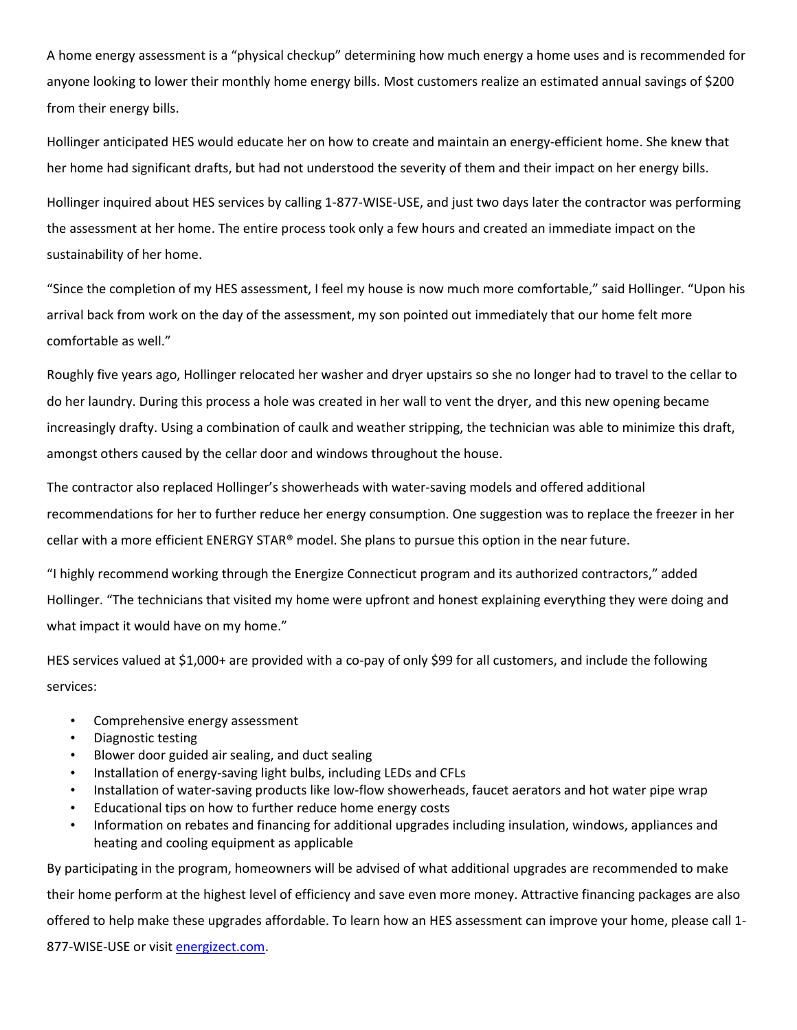A home energy assessment is a "physical checkup" determining how much energy a home uses and is recommended for anyone looking to lower their monthly home energy bills. Most customers realize an estimated annual savings of $200 from their energy bills.

Hollinger anticipated HES would educate her on how to create and maintain an energy-efficient home. She knew that her home had significant drafts, but had not understood the severity of them and their impact on her energy bills.

Hollinger inquired about HES services by calling 1-877-WISE-USE, and just two days later the contractor was performing the assessment at her home. The entire process took only a few hours and created an immediate impact on the sustainability of her home.

"Since the completion of my HES assessment, I feel my house is now much more comfortable," said Hollinger. "Upon his arrival back from work on the day of the assessment, my son pointed out immediately that our home felt more comfortable as well."

Roughly five years ago, Hollinger relocated her washer and dryer upstairs so she no longer had to travel to the cellar to do her laundry. During this process a hole was created in her wall to vent the dryer, and this new opening became increasingly drafty. Using a combination of caulk and weather stripping, the technician was able to minimize this draft, amongst others caused by the cellar door and windows throughout the house.

The contractor also replaced Hollinger's showerheads with water-saving models and offered additional recommendations for her to further reduce her energy consumption. One suggestion was to replace the freezer in her cellar with a more efficient ENERGY STAR® model. She plans to pursue this option in the near future.

"I highly recommend working through the Energize Connecticut program and its authorized contractors," added Hollinger. "The technicians that visited my home were upfront and honest explaining everything they were doing and what impact it would have on my home."

HES services valued at $1,000+ are provided with a co-pay of only $99 for all customers, and include the following services:

- Comprehensive energy assessment
- Diagnostic testing
- Blower door guided air sealing, and duct sealing
- Installation of energy-saving light bulbs, including LEDs and CFLs
- Installation of water-saving products like low-flow showerheads, faucet aerators and hot water pipe wrap
- Educational tips on how to further reduce home energy costs
- Information on rebates and financing for additional upgrades including insulation, windows, appliances and heating and cooling equipment as applicable

By participating in the program, homeowners will be advised of what additional upgrades are recommended to make their home perform at the highest level of efficiency and save even more money. Attractive financing packages are also offered to help make these upgrades affordable. To learn how an HES assessment can improve your home, please call 1-877-WISE-USE or visit [energizect.com](energizect.com).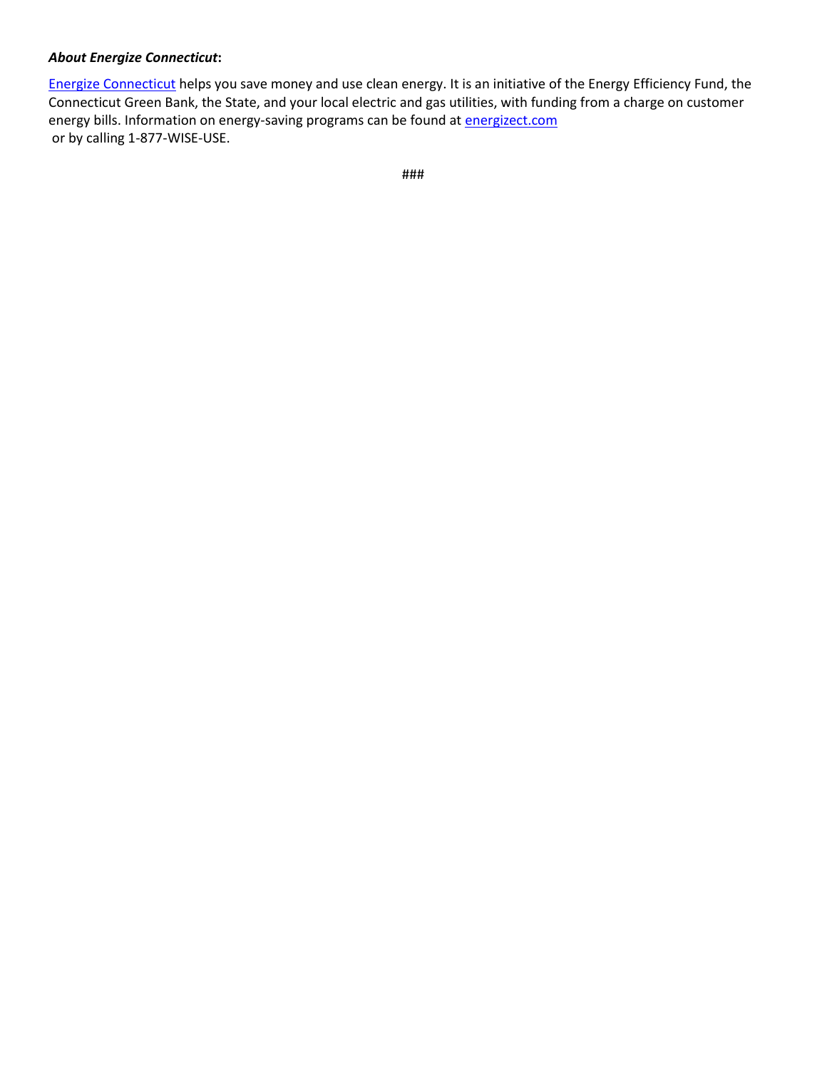***About Energize Connecticut*:**

Energize Connecticut helps you save money and use clean energy. It is an initiative of the Energy Efficiency Fund, the Connecticut Green Bank, the State, and your local electric and gas utilities, with funding from a charge on customer energy bills. Information on energy-saving programs can be found at energizect.com or by calling 1-877-WISE-USE.

###